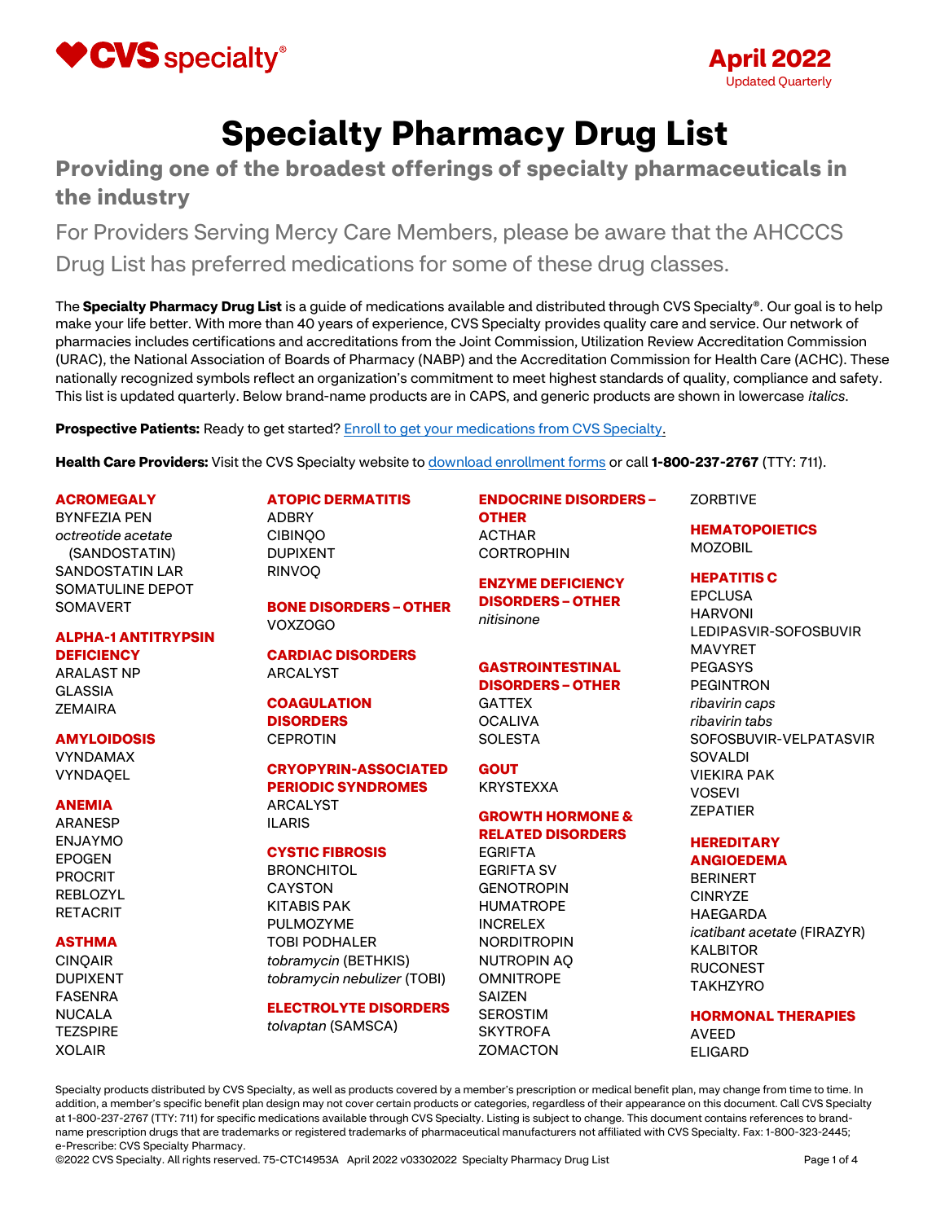April 2022
Updated Quarterly

# Specialty Pharmacy Drug List

## Providing one of the broadest offerings of specialty pharmaceuticals in the industry

For Providers Serving Mercy Care Members, please be aware that the AHCCCS Drug List has preferred medications for some of these drug classes.

The **Specialty Pharmacy Drug List** is a guide of medications available and distributed through CVS Specialty®. Our goal is to help make your life better. With more than 40 years of experience, CVS Specialty provides quality care and service. Our network of pharmacies includes certifications and accreditations from the Joint Commission, Utilization Review Accreditation Commission (URAC), the National Association of Boards of Pharmacy (NABP) and the Accreditation Commission for Health Care (ACHC). These nationally recognized symbols reflect an organization's commitment to meet highest standards of quality, compliance and safety. This list is updated quarterly. Below brand-name products are in CAPS, and generic products are shown in lowercase *italics*.

**Prospective Patients:** Ready to get started? Enroll to get your medications from CVS Specialty.

**Health Care Providers:** Visit the CVS Specialty website to download enrollment forms or call **1-800-237-2767** (TTY: 711).

### ACROMEGALY
BYNFEZIA PEN
*octreotide acetate* (SANDOSTATIN)
SANDOSTATIN LAR
SOMATULINE DEPOT
SOMAVERT

### ALPHA-1 ANTITRYPSIN DEFICIENCY
ARALAST NP
GLASSIA
ZEMAIRA

### AMYLOIDOSIS
VYNDAMAX
VYNDAQEL

### ANEMIA
ARANESP
ENJAYMO
EPOGEN
PROCRIT
REBLOZYL
RETACRIT

### ASTHMA
CINQAIR
DUPIXENT
FASENRA
NUCALA
TEZSPIRE
XOLAIR

### ATOPIC DERMATITIS
ADBRY
CIBINQO
DUPIXENT
RINVOQ

### BONE DISORDERS – OTHER
VOXZOGO

### CARDIAC DISORDERS
ARCALYST

### COAGULATION DISORDERS
CEPROTIN

### CRYOPYRIN-ASSOCIATED PERIODIC SYNDROMES
ARCALYST
ILARIS

### CYSTIC FIBROSIS
BRONCHITOL
CAYSTON
KITABIS PAK
PULMOZYME
TOBI PODHALER
*tobramycin* (BETHKIS)
*tobramycin nebulizer* (TOBI)

### ELECTROLYTE DISORDERS
*tolvaptan* (SAMSCA)

### ENDOCRINE DISORDERS – OTHER
ACTHAR
CORTROPHIN

### ENZYME DEFICIENCY DISORDERS – OTHER
*nitisinone*

### GASTROINTESTINAL DISORDERS – OTHER
GATTEX
OCALIVA
SOLESTA

### GOUT
KRYSTEXXA

### GROWTH HORMONE & RELATED DISORDERS
EGRIFTA
EGRIFTA SV
GENOTROPIN
HUMATROPE
INCRELEX
NORDITROPIN
NUTROPIN AQ
OMNITROPE
SAIZEN
SEROSTIM
SKYTROFA
ZOMACTON
ZORBTIVE

### HEMATOPOIETICS
MOZOBIL

### HEPATITIS C
EPCLUSA
HARVONI
LEDIPASVIR-SOFOSBUVIR
MAVYRET
PEGASYS
PEGINTRON
*ribavirin caps*
*ribavirin tabs*
SOFOSBUVIR-VELPATASVIR
SOVALDI
VIEKIRA PAK
VOSEVI
ZEPATIER

### HEREDITARY ANGIOEDEMA
BERINERT
CINRYZE
HAEGARDA
*icatibant acetate* (FIRAZYR)
KALBITOR
RUCONEST
TAKHZYRO

### HORMONAL THERAPIES
AVEED
ELIGARD

Specialty products distributed by CVS Specialty, as well as products covered by a member's prescription or medical benefit plan, may change from time to time. In addition, a member's specific benefit plan design may not cover certain products or categories, regardless of their appearance on this document. Call CVS Specialty at 1-800-237-2767 (TTY: 711) for specific medications available through CVS Specialty. Listing is subject to change. This document contains references to brand-name prescription drugs that are trademarks or registered trademarks of pharmaceutical manufacturers not affiliated with CVS Specialty. Fax: 1-800-323-2445; e-Prescribe: CVS Specialty Pharmacy.

©2022 CVS Specialty. All rights reserved. 75-CTC14953A April 2022 v03302022 Specialty Pharmacy Drug List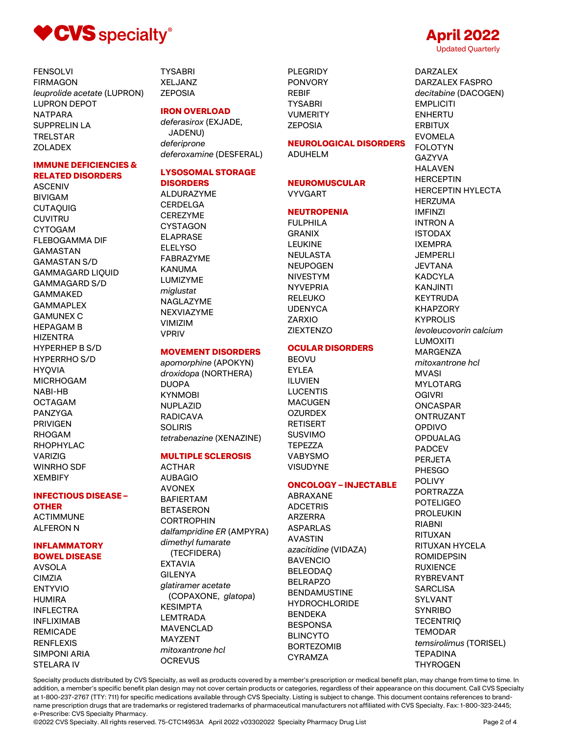FENSOLVI
FIRMAGON
*leuprolide acetate* (LUPRON)
LUPRON DEPOT
NATPARA
SUPPRELIN LA
TRELSTAR
ZOLADEX

## IMMUNE DEFICIENCIES & RELATED DISORDERS

ASCENIV
BIVIGAM
CUTAQUIG
CUVITRU
CYTOGAM
FLEBOGAMMA DIF
GAMASTAN
GAMASTAN S/D
GAMMAGARD LIQUID
GAMMAGARD S/D
GAMMAKED
GAMMAPLEX
GAMUNEX C
HEPAGAM B
HIZENTRA
HYPERHEP B S/D
HYPERRHO S/D
HYQVIA
MICRHOGAM
NABI-HB
OCTAGAM
PANZYGA
PRIVIGEN
RHOGAM
RHOPHYLAC
VARIZIG
WINRHO SDF
XEMBIFY

## INFECTIOUS DISEASE – OTHER

ACTIMMUNE
ALFERON N

## INFLAMMATORY BOWEL DISEASE

AVSOLA
CIMZIA
ENTYVIO
HUMIRA
INFLECTRA
INFLIXIMAB
REMICADE
RENFLEXIS
SIMPONI ARIA
STELARA IV
TYSABRI
XELJANZ
ZEPOSIA

## IRON OVERLOAD

*deferasirox* (EXJADE, JADENU)
*deferiprone*
*deferoxamine* (DESFERAL)

## LYSOSOMAL STORAGE DISORDERS

ALDURAZYME
CERDELGA
CEREZYME
CYSTAGON
ELAPRASE
ELELYSO
FABRAZYME
KANUMA
LUMIZYME
*miglustat*
NAGLAZYME
NEXVIAZYME
VIMIZIM
VPRIV

## MOVEMENT DISORDERS

*apomorphine* (APOKYN)
*droxidopa* (NORTHERA)
DUOPA
KYNMOBI
NUPLAZID
RADICAVA
SOLIRIS
*tetrabenazine* (XENAZINE)

## MULTIPLE SCLEROSIS

ACTHAR
AUBAGIO
AVONEX
BAFIERTAM
BETASERON
CORTROPHIN
*dalfampridine ER* (AMPYRA)
*dimethyl fumarate* (TECFIDERA)
EXTAVIA
GILENYA
*glatiramer acetate* (COPAXONE, *glatopa*)
KESIMPTA
LEMTRADA
MAVENCLAD
MAYZENT
*mitoxantrone hcl*
OCREVUS
PLEGRIDY
PONVORY
REBIF
TYSABRI
VUMERITY
ZEPOSIA

## NEUROLOGICAL DISORDERS

ADUHELM

## NEUROMUSCULAR

VYVGART

## NEUTROPENIA

FULPHILA
GRANIX
LEUKINE
NEULASTA
NEUPOGEN
NIVESTYM
NYVEPRIA
RELEUKO
UDENYCA
ZARXIO
ZIEXTENZO

## OCULAR DISORDERS

BEOVU
EYLEA
ILUVIEN
LUCENTIS
MACUGEN
OZURDEX
RETISERT
SUSVIMO
TEPEZZA
VABYSMO
VISUDYNE

## ONCOLOGY – INJECTABLE

ABRAXANE
ADCETRIS
ARZERRA
ASPARLAS
AVASTIN
*azacitidine* (VIDAZA)
BAVENCIO
BELEODAQ
BELRAPZO
BENDAMUSTINE HYDROCHLORIDE
BENDEKA
BESPONSA
BLINCYTO
BORTEZOMIB
CYRAMZA
DARZALEX
DARZALEX FASPRO
*decitabine* (DACOGEN)
EMPLICITI
ENHERTU
ERBITUX
EVOMELA
FOLOTYN
GAZYVA
HALAVEN
HERCEPTIN
HERCEPTIN HYLECTA
HERZUMA
IMFINZI
INTRON A
ISTODAX
IXEMPRA
JEMPERLI
JEVTANA
KADCYLA
KANJINTI
KEYTRUDA
KHAPZORY
KYPROLIS
*levoleucovorin calcium*
LUMOXITI
MARGENZA
*mitoxantrone hcl*
MVASI
MYLOTARG
OGIVRI
ONCASPAR
ONTRUZANT
OPDIVO
OPDUALAG
PADCEV
PERJETA
PHESGO
POLIVY
PORTRAZZA
POTELIGEO
PROLEUKIN
RIABNI
RITUXAN
RITUXAN HYCELA
ROMIDEPSIN
RUXIENCE
RYBREVANT
SARCLISA
SYLVANT
SYNRIBO
TECENTRIQ
TEMODAR
*temsirolimus* (TORISEL)
TEPADINA
THYROGEN

Specialty products distributed by CVS Specialty, as well as products covered by a member's prescription or medical benefit plan, may change from time to time. In addition, a member's specific benefit plan design may not cover certain products or categories, regardless of their appearance on this document. Call CVS Specialty at 1-800-237-2767 (TTY: 711) for specific medications available through CVS Specialty. Listing is subject to change. This document contains references to brand-name prescription drugs that are trademarks or registered trademarks of pharmaceutical manufacturers not affiliated with CVS Specialty. Fax: 1-800-323-2445; e-Prescribe: CVS Specialty Pharmacy.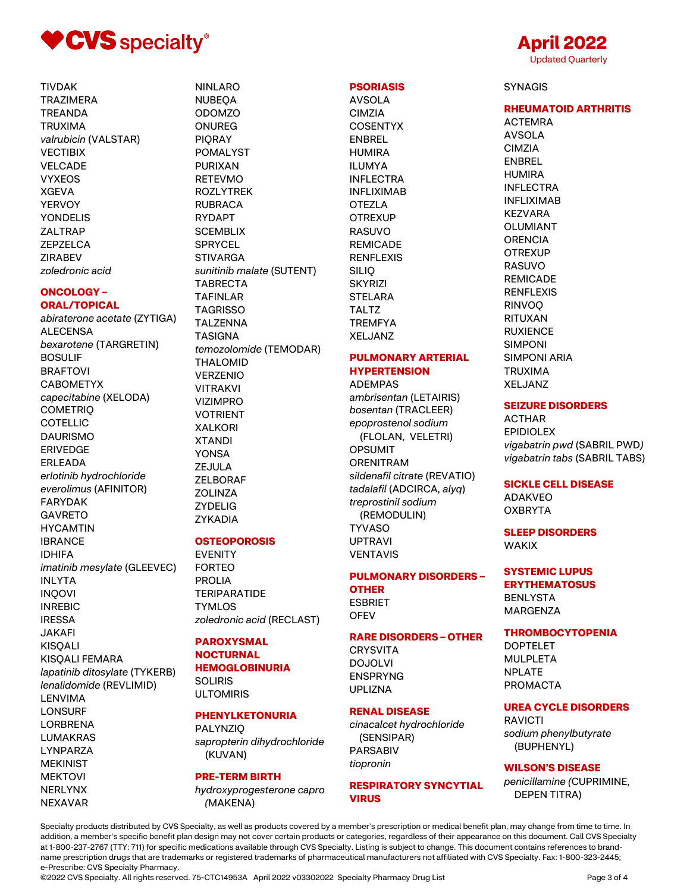TIVDAK
TRAZIMERA
TREANDA
TRUXIMA
*valrubicin* (VALSTAR)
VECTIBIX
VELCADE
VYXEOS
XGEVA
YERVOY
YONDELIS
ZALTRAP
ZEPZELCA
ZIRABEV
*zoledronic acid*

## ONCOLOGY – ORAL/TOPICAL

*abiraterone acetate* (ZYTIGA)
ALECENSA
*bexarotene* (TARGRETIN)
BOSULIF
BRAFTOVI
CABOMETYX
*capecitabine* (XELODA)
COMETRIQ
COTELLIC
DAURISMO
ERIVEDGE
ERLEADA
*erlotinib hydrochloride*
*everolimus* (AFINITOR)
FARYDAK
GAVRETO
HYCAMTIN
IBRANCE
IDHIFA
*imatinib mesylate* (GLEEVEC)
INLYTA
INQOVI
INREBIC
IRESSA
JAKAFI
KISQALI
KISQALI FEMARA
*lapatinib ditosylate* (TYKERB)
*lenalidomide* (REVLIMID)
LENVIMA
LONSURF
LORBRENA
LUMAKRAS
LYNPARZA
MEKINIST
MEKTOVI
NERLYNX
NEXAVAR
NINLARO
NUBEQA
ODOMZO
ONUREG
PIQRAY
POMALYST
PURIXAN
RETEVMO
ROZLYTREK
RUBRACA
RYDAPT
SCEMBLIX
SPRYCEL
STIVARGA
*sunitinib malate* (SUTENT)
TABRECTA
TAFINLAR
TAGRISSO
TALZENNA
TASIGNA
*temozolomide* (TEMODAR)
THALOMID
VERZENIO
VITRAKVI
VIZIMPRO
VOTRIENT
XALKORI
XTANDI
YONSA
ZEJULA
ZELBORAF
ZOLINZA
ZYDELIG
ZYKADIA

## OSTEOPOROSIS

EVENITY
FORTEO
PROLIA
TERIPARATIDE
TYMLOS
*zoledronic acid* (RECLAST)

## PAROXYSMAL NOCTURNAL HEMOGLOBINURIA

SOLIRIS
ULTOMIRIS

## PHENYLKETONURIA

PALYNZIQ
*sapropterin dihydrochloride* (KUVAN)

## PRE-TERM BIRTH

*hydroxyprogesterone capro* (MAKENA)

## PSORIASIS

AVSOLA
CIMZIA
COSENTYX
ENBREL
HUMIRA
ILUMYA
INFLECTRA
INFLIXIMAB
OTEZLA
OTREXUP
RASUVO
REMICADE
RENFLEXIS
SILIQ
SKYRIZI
STELARA
TALTZ
TREMFYA
XELJANZ

## PULMONARY ARTERIAL HYPERTENSION

ADEMPAS
*ambrisentan* (LETAIRIS)
*bosentan* (TRACLEER)
*epoprostenol sodium* (FLOLAN, VELETRI)
OPSUMIT
ORENITRAM
*sildenafil citrate* (REVATIO)
*tadalafil* (ADCIRCA, *alyq*)
*treprostinil sodium* (REMODULIN)
TYVASO
UPTRAVI
VENTAVIS

## PULMONARY DISORDERS – OTHER

ESBRIET
OFEV

## RARE DISORDERS – OTHER

CRYSVITA
DOJOLVI
ENSPRYNG
UPLIZNA

## RENAL DISEASE

*cinacalcet hydrochloride* (SENSIPAR)
PARSABIV
*tiopronin*

## RESPIRATORY SYNCYTIAL VIRUS

SYNAGIS

## RHEUMATOID ARTHRITIS

ACTEMRA
AVSOLA
CIMZIA
ENBREL
HUMIRA
INFLECTRA
INFLIXIMAB
KEZVARA
OLUMIANT
ORENCIA
OTREXUP
RASUVO
REMICADE
RENFLEXIS
RINVOQ
RITUXAN
RUXIENCE
SIMPONI
SIMPONI ARIA
TRUXIMA
XELJANZ

## SEIZURE DISORDERS

ACTHAR
EPIDIOLEX
*vigabatrin pwd* (SABRIL PWD)
*vigabatrin tabs* (SABRIL TABS)

## SICKLE CELL DISEASE

ADAKVEO
OXBRYTA

## SLEEP DISORDERS

WAKIX

## SYSTEMIC LUPUS ERYTHEMATOSUS

BENLYSTA
MARGENZA

## THROMBOCYTOPENIA

DOPTELET
MULPLETA
NPLATE
PROMACTA

## UREA CYCLE DISORDERS

RAVICTI
*sodium phenylbutyrate* (BUPHENYL)

## WILSON'S DISEASE

*penicillamine* (CUPRIMINE, DEPEN TITRA)

Specialty products distributed by CVS Specialty, as well as products covered by a member's prescription or medical benefit plan, may change from time to time. In addition, a member's specific benefit plan design may not cover certain products or categories, regardless of their appearance on this document. Call CVS Specialty at 1-800-237-2767 (TTY: 711) for specific medications available through CVS Specialty. Listing is subject to change. This document contains references to brand-name prescription drugs that are trademarks or registered trademarks of pharmaceutical manufacturers not affiliated with CVS Specialty. Fax: 1-800-323-2445; e-Prescribe: CVS Specialty Pharmacy.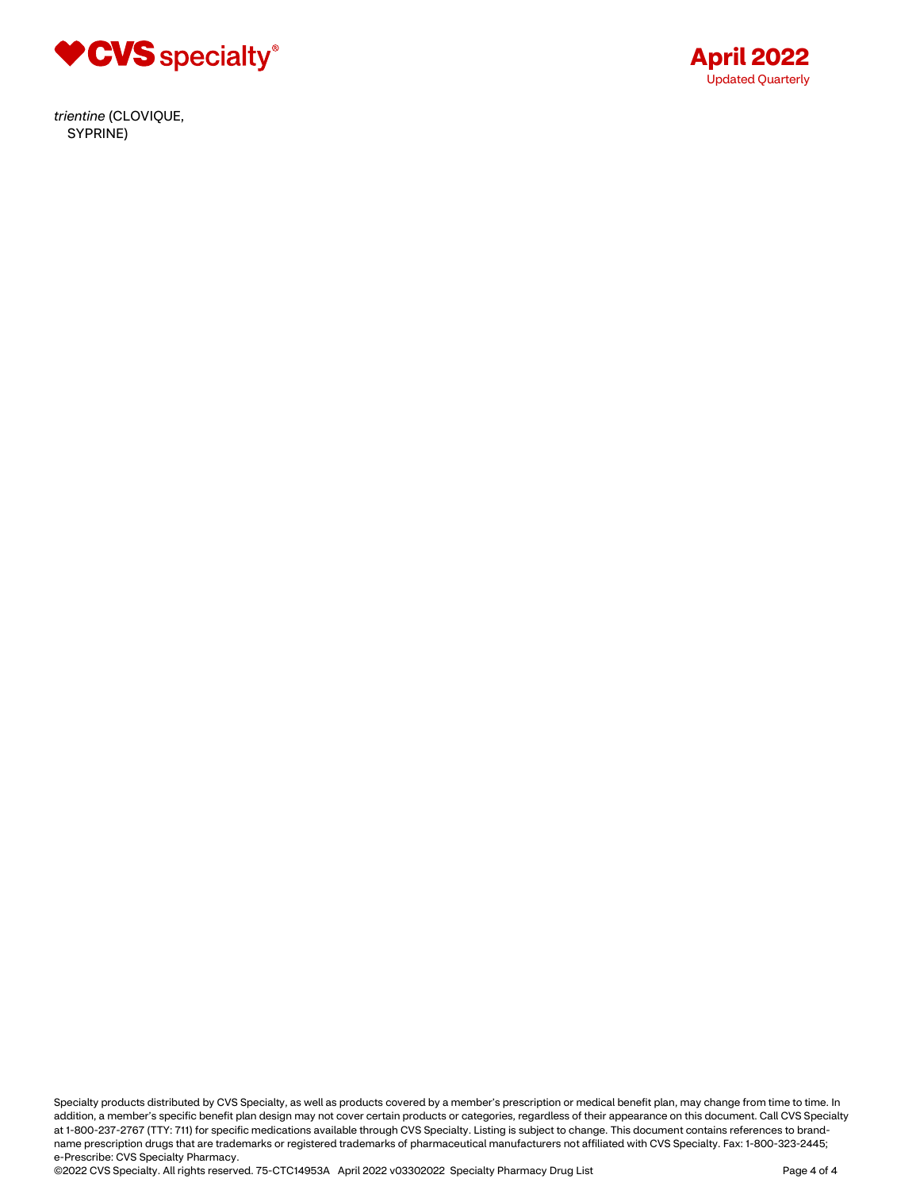*trientine* (CLOVIQUE, SYPRINE)

Specialty products distributed by CVS Specialty, as well as products covered by a member's prescription or medical benefit plan, may change from time to time. In addition, a member's specific benefit plan design may not cover certain products or categories, regardless of their appearance on this document. Call CVS Specialty at 1-800-237-2767 (TTY: 711) for specific medications available through CVS Specialty. Listing is subject to change. This document contains references to brand-name prescription drugs that are trademarks or registered trademarks of pharmaceutical manufacturers not affiliated with CVS Specialty. Fax: 1-800-323-2445; e-Prescribe: CVS Specialty Pharmacy.

©2022 CVS Specialty. All rights reserved. 75-CTC14953A April 2022 v03302022 Specialty Pharmacy Drug List